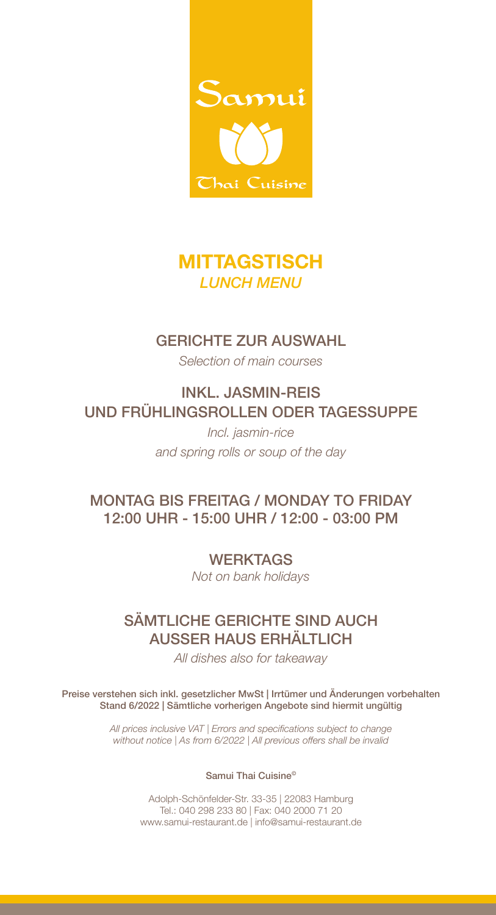Samui

Thai Cuisine

# MITTAGSTISCH
*LUNCH MENU*

## GERICHTE ZUR AUSWAHL
*Selection of main courses*

## INKL. JASMIN-REIS UND FRÜHLINGSROLLEN ODER TAGESSUPPE
*Incl. jasmin-rice*
*and spring rolls or soup of the day*

## MONTAG BIS FREITAG / MONDAY TO FRIDAY 12:00 UHR - 15:00 UHR / 12:00 - 03:00 PM

## WERKTAGS
*Not on bank holidays*

## SÄMTLICHE GERICHTE SIND AUCH AUSSER HAUS ERHÄLTLICH
*All dishes also for takeaway*

**Preise verstehen sich inkl. gesetzlicher MwSt | Irrtümer und Änderungen vorbehalten**
**Stand 6/2022 | Sämtliche vorherigen Angebote sind hiermit ungültig**

*All prices inclusive VAT | Errors and specifications subject to change without notice | As from 6/2022 | All previous offers shall be invalid*

**Samui Thai Cuisine©**

Adolph-Schönfelder-Str. 33-35 | 22083 Hamburg
Tel.: 040 298 233 80 | Fax: 040 2000 71 20
www.samui-restaurant.de | info@samui-restaurant.de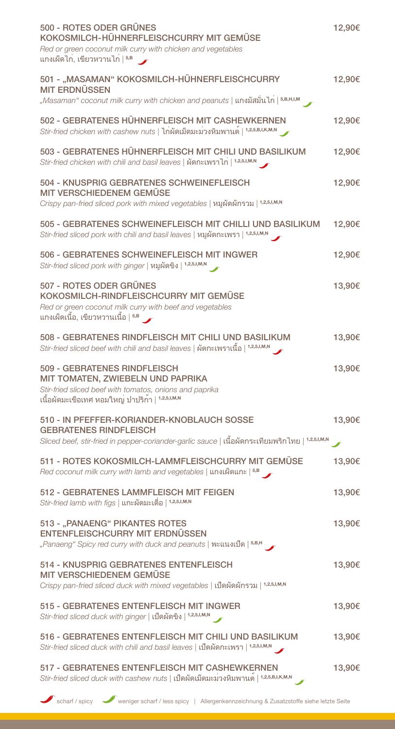**500 - ROTES ODER GRÜNES KOKOSMILCH-HÜHNERFLEISCHCURRY MIT GEMÜSE** — 12,90€
*Red or green coconut milk curry with chicken and vegetables*
แกงเผ็ดไก่, เขียวหวานไก่ | 5,B

**501 - „MASAMAN" KOKOSMILCH-HÜHNERFLEISCHCURRY MIT ERDNÜSSEN** — 12,90€
*„Masaman" coconut milk curry with chicken and peanuts* | แกงมัสมั่นไก่ | 5,B,H,I,M

**502 - GEBRATENES HÜHNERFLEISCH MIT CASHEWKERNEN** — 12,90€
*Stir-fried chicken with cashew nuts* | ไก่ผัดเม็ดมะม่วงหิมพานต์ | 1,2,5,B,I,K,M,N

**503 - GEBRATENES HÜHNERFLEISCH MIT CHILI UND BASILIKUM** — 12,90€
*Stir-fried chicken with chili and basil leaves* | ผัดกะเพราไก่ | 1,2,5,I,M,N

**504 - KNUSPRIG GEBRATENES SCHWEINEFLEISCH MIT VERSCHIEDENEM GEMÜSE** — 12,90€
*Crispy pan-fried sliced pork with mixed vegetables* | หมูผัดผักรวม | 1,2,5,I,M,N

**505 - GEBRATENES SCHWEINEFLEISCH MIT CHILLI UND BASILIKUM** — 12,90€
*Stir-fried sliced pork with chili and basil leaves* | หมูผัดกะเพรา | 1,2,5,I,M,N

**506 - GEBRATENES SCHWEINEFLEISCH MIT INGWER** — 12,90€
*Stir-fried sliced pork with ginger* | หมูผัดขิง | 1,2,5,I,M,N

**507 - ROTES ODER GRÜNES KOKOSMILCH-RINDFLEISCHCURRY MIT GEMÜSE** — 13,90€
*Red or green coconut milk curry with beef and vegetables*
แกงเผ็ดเนื้อ, เขียวหวานเนื้อ | 5,B

**508 - GEBRATENES RINDFLEISCH MIT CHILI UND BASILIKUM** — 13,90€
*Stir-fried sliced beef with chili and basil leaves* | ผัดกะเพราเนื้อ | 1,2,5,I,M,N

**509 - GEBRATENES RINDFLEISCH MIT TOMATEN, ZWIEBELN UND PAPRIKA** — 13,90€
*Stir-fried sliced beef with tomatos, onions and paprika*
เนื้อผัดมะเขือเทศ หอมใหญ่ ปาปริก้า | 1,2,5,I,M,N

**510 - IN PFEFFER-KORIANDER-KNOBLAUCH SOSSE GEBRATENES RINDFLEISCH** — 13,90€
*Sliced beef, stir-fried in pepper-coriander-garlic sauce* | เนื้อผัดกระเทียมพริกไทย | 1,2,5,I,M,N

**511 - ROTES KOKOSMILCH-LAMMFLEISCHCURRY MIT GEMÜSE** — 13,90€
*Red coconut milk curry with lamb and vegetables* | แกงเผ็ดแกะ | 5,B

**512 - GEBRATENES LAMMFLEISCH MIT FEIGEN** — 13,90€
*Stir-fried lamb with figs* | แกะผัดมะเดื่อ | 1,2,5,I,M,N

**513 - „PANAENG" PIKANTES ROTES ENTENFLEISCHCURRY MIT ERDNÜSSEN** — 13,90€
*„Panaeng" Spicy red curry with duck and peanuts* | พะแนงเป็ด | 5,B,H

**514 - KNUSPRIG GEBRATENES ENTENFLEISCH MIT VERSCHIEDENEM GEMÜSE** — 13,90€
*Crispy pan-fried sliced duck with mixed vegetables* | เป็ดผัดผักรวม | 1,2,5,I,M,N

**515 - GEBRATENES ENTENFLEISCH MIT INGWER** — 13,90€
*Stir-fried sliced duck with ginger* | เป็ดผัดขิง | 1,2,5,I,M,N

**516 - GEBRATENES ENTENFLEISCH MIT CHILI UND BASILIKUM** — 13,90€
*Stir-fried sliced duck with chili and basil leaves* | เป็ดผัดกะเพรา | 1,2,5,I,M,N

**517 - GEBRATENES ENTENFLEISCH MIT CASHEWKERNEN** — 13,90€
*Stir-fried sliced duck with cashew nuts* | เป็ดผัดเม็ดมะม่วงหิมพานต์ | 1,2,5,B,I,K,M,N

scharf / spicy — weniger scharf / less spicy | Allergenkennzeichnung & Zusatzstoffe siehe letzte Seite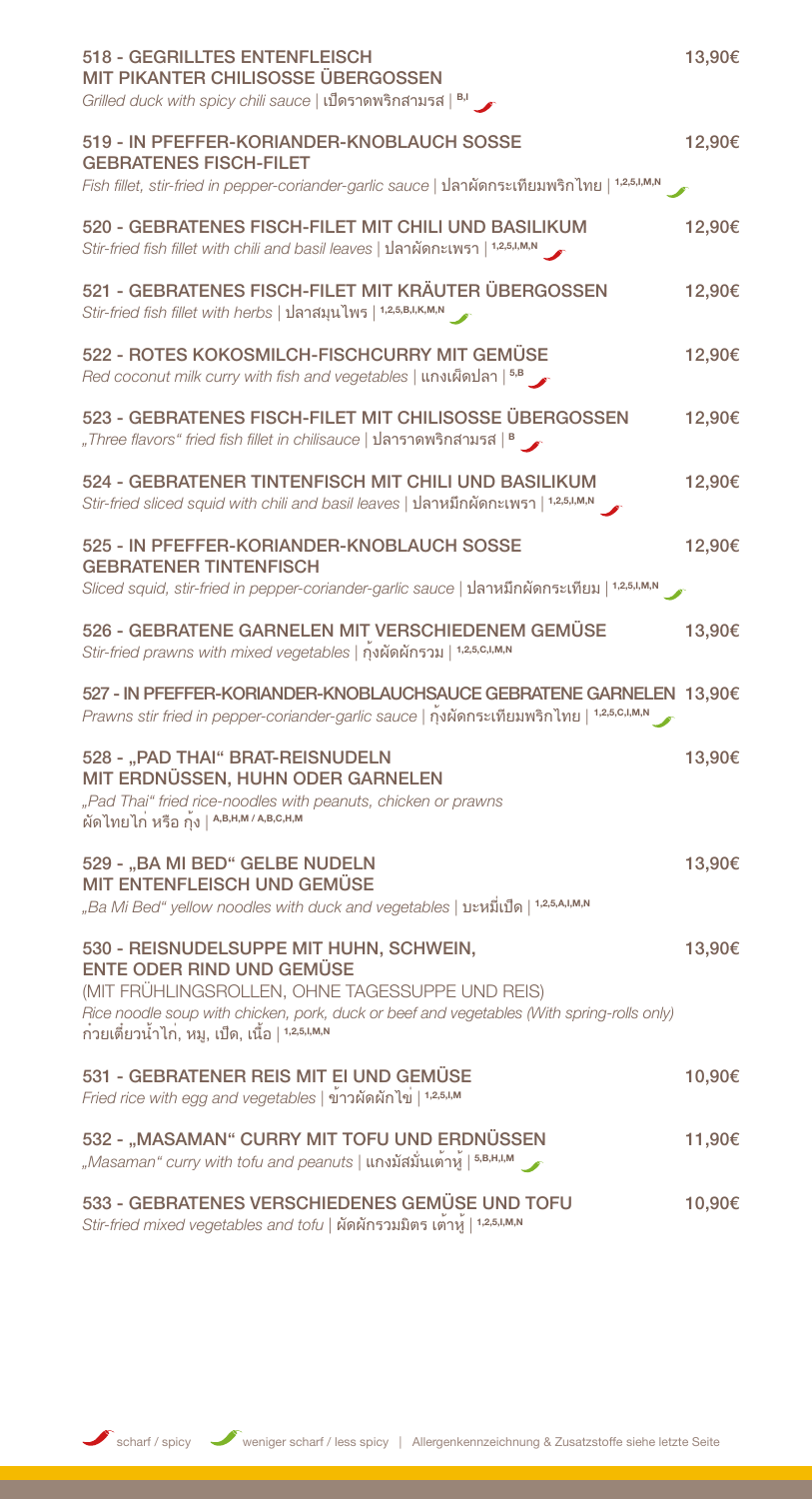**518 - GEGRILLTES ENTENFLEISCH MIT PIKANTER CHILISOSSE ÜBERGOSSEN** 13,90€
*Grilled duck with spicy chili sauce* | เป็ดราดพริกสามรส | B,I

**519 - IN PFEFFER-KORIANDER-KNOBLAUCH SOSSE GEBRATENES FISCH-FILET** 12,90€
*Fish fillet, stir-fried in pepper-coriander-garlic sauce* | ปลาผัดกระเทียมพริกไทย | 1,2,5,I,M,N

**520 - GEBRATENES FISCH-FILET MIT CHILI UND BASILIKUM** 12,90€
*Stir-fried fish fillet with chili and basil leaves* | ปลาผัดกะเพรา | 1,2,5,I,M,N

**521 - GEBRATENES FISCH-FILET MIT KRÄUTER ÜBERGOSSEN** 12,90€
*Stir-fried fish fillet with herbs* | ปลาสมุนไพร | 1,2,5,B,I,K,M,N

**522 - ROTES KOKOSMILCH-FISCHCURRY MIT GEMÜSE** 12,90€
*Red coconut milk curry with fish and vegetables* | แกงเผ็ดปลา | 5,B

**523 - GEBRATENES FISCH-FILET MIT CHILISOSSE ÜBERGOSSEN** 12,90€
*„Three flavors" fried fish fillet in chilisauce* | ปลาราดพริกสามรส | B

**524 - GEBRATENER TINTENFISCH MIT CHILI UND BASILIKUM** 12,90€
*Stir-fried sliced squid with chili and basil leaves* | ปลาหมึกผัดกะเพรา | 1,2,5,I,M,N

**525 - IN PFEFFER-KORIANDER-KNOBLAUCH SOSSE GEBRATENER TINTENFISCH** 12,90€
*Sliced squid, stir-fried in pepper-coriander-garlic sauce* | ปลาหมึกผัดกระเทียม | 1,2,5,I,M,N

**526 - GEBRATENE GARNELEN MIT VERSCHIEDENEM GEMÜSE** 13,90€
*Stir-fried prawns with mixed vegetables* | กุ้งผัดผักรวม | 1,2,5,C,I,M,N

**527 - IN PFEFFER-KORIANDER-KNOBLAUCHSAUCE GEBRATENE GARNELEN** 13,90€
*Prawns stir fried in pepper-coriander-garlic sauce* | กุ้งผัดกระเทียมพริกไทย | 1,2,5,C,I,M,N

**528 - „PAD THAI" BRAT-REISNUDELN MIT ERDNÜSSEN, HUHN ODER GARNELEN** 13,90€
*„Pad Thai" fried rice-noodles with peanuts, chicken or prawns*
ผัดไทยไก่ หรือ กุ้ง | A,B,H,M / A,B,C,H,M

**529 - „BA MI BED" GELBE NUDELN MIT ENTENFLEISCH UND GEMÜSE** 13,90€
*„Ba Mi Bed" yellow noodles with duck and vegetables* | บะหมี่เป็ด | 1,2,5,A,I,M,N

**530 - REISNUDELSUPPE MIT HUHN, SCHWEIN, ENTE ODER RIND UND GEMÜSE** 13,90€
(MIT FRÜHLINGSROLLEN, OHNE TAGESSUPPE UND REIS)
*Rice noodle soup with chicken, pork, duck or beef and vegetables (With spring-rolls only)*
ก๋วยเตี๋ยวน้ำไก่, หมู, เป็ด, เนื้อ | 1,2,5,I,M,N

**531 - GEBRATENER REIS MIT EI UND GEMÜSE** 10,90€
*Fried rice with egg and vegetables* | ข้าวผัดผักไข่ | 1,2,5,I,M

**532 - „MASAMAN" CURRY MIT TOFU UND ERDNÜSSEN** 11,90€
*„Masaman" curry with tofu and peanuts* | แกงมัสมั่นเต้าหู้ | 5,B,H,I,M

**533 - GEBRATENES VERSCHIEDENES GEMÜSE UND TOFU** 10,90€
*Stir-fried mixed vegetables and tofu* | ผัดผักรวมมิตร เต้าหู้ | 1,2,5,I,M,N

scharf / spicy | weniger scharf / less spicy | Allergenkennzeichnung & Zusatzstoffe siehe letzte Seite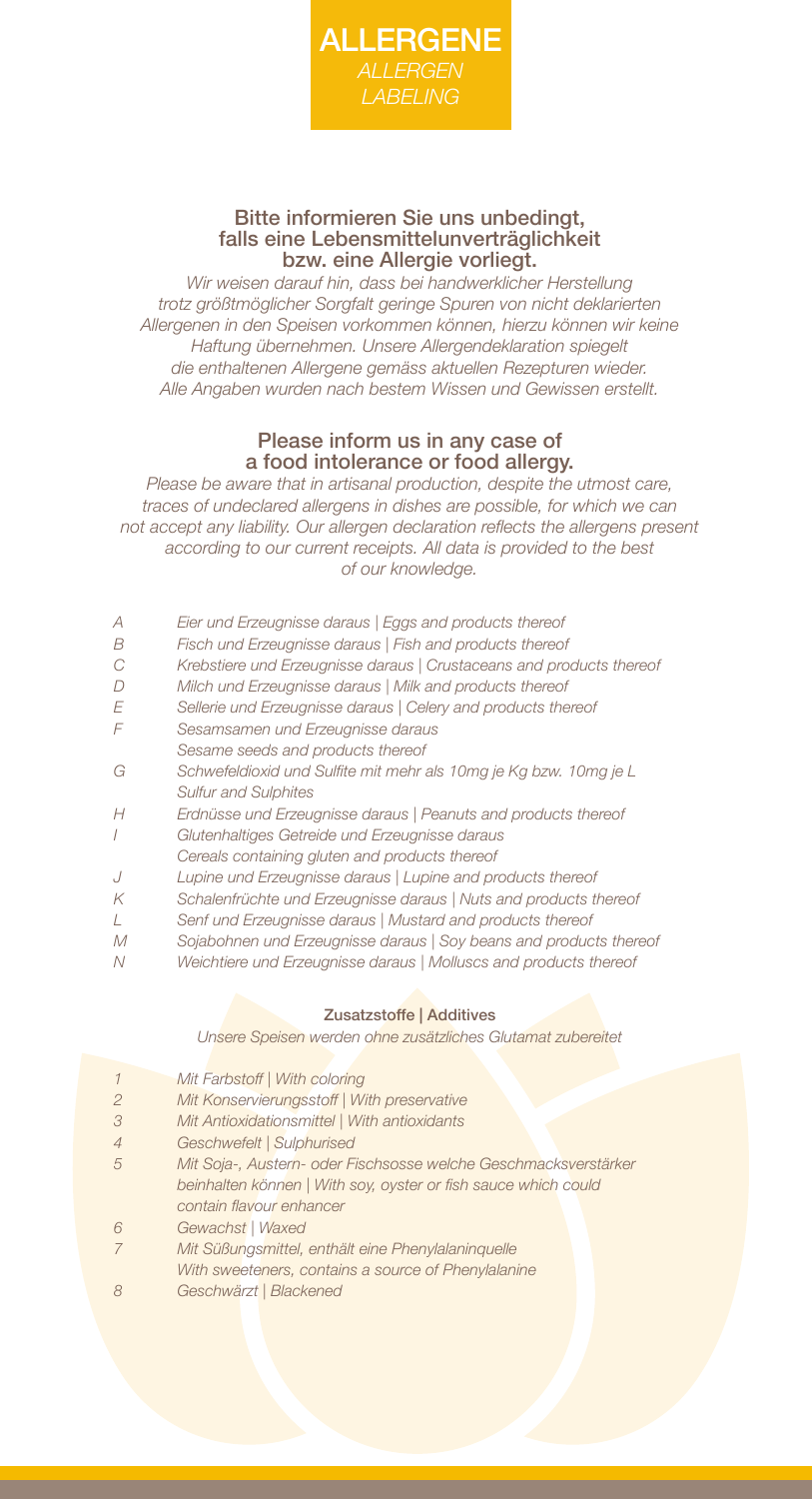# ALLERGENE

*ALLERGEN LABELING*

**Bitte informieren Sie uns unbedingt, falls eine Lebensmittelunverträglichkeit bzw. eine Allergie vorliegt.**

*Wir weisen darauf hin, dass bei handwerklicher Herstellung trotz größtmöglicher Sorgfalt geringe Spuren von nicht deklarierten Allergenen in den Speisen vorkommen können, hierzu können wir keine Haftung übernehmen. Unsere Allergendeklaration spiegelt die enthaltenen Allergene gemäss aktuellen Rezepturen wieder. Alle Angaben wurden nach bestem Wissen und Gewissen erstellt.*

**Please inform us in any case of a food intolerance or food allergy.**

*Please be aware that in artisanal production, despite the utmost care, traces of undeclared allergens in dishes are possible, for which we can not accept any liability. Our allergen declaration reflects the allergens present according to our current receipts. All data is provided to the best of our knowledge.*

- *A* — *Eier und Erzeugnisse daraus | Eggs and products thereof*
- *B* — *Fisch und Erzeugnisse daraus | Fish and products thereof*
- *C* — *Krebstiere und Erzeugnisse daraus | Crustaceans and products thereof*
- *D* — *Milch und Erzeugnisse daraus | Milk and products thereof*
- *E* — *Sellerie und Erzeugnisse daraus | Celery and products thereof*
- *F* — *Sesamsamen und Erzeugnisse daraus* *Sesame seeds and products thereof*
- *G* — *Schwefeldioxid und Sulfite mit mehr als 10mg je Kg bzw. 10mg je L* *Sulfur and Sulphites*
- *H* — *Erdnüsse und Erzeugnisse daraus | Peanuts and products thereof*
- *I* — *Glutenhaltiges Getreide und Erzeugnisse daraus* *Cereals containing gluten and products thereof*
- *J* — *Lupine und Erzeugnisse daraus | Lupine and products thereof*
- *K* — *Schalenfrüchte und Erzeugnisse daraus | Nuts and products thereof*
- *L* — *Senf und Erzeugnisse daraus | Mustard and products thereof*
- *M* — *Sojabohnen und Erzeugnisse daraus | Soy beans and products thereof*
- *N* — *Weichtiere und Erzeugnisse daraus | Molluscs and products thereof*

**Zusatzstoffe | Additives**

*Unsere Speisen werden ohne zusätzliches Glutamat zubereitet*

- *1* — *Mit Farbstoff | With coloring*
- *2* — *Mit Konservierungsstoff | With preservative*
- *3* — *Mit Antioxidationsmittel | With antioxidants*
- *4* — *Geschwefelt | Sulphurised*
- *5* — *Mit Soja-, Austern- oder Fischsosse welche Geschmacksverstärker beinhalten können | With soy, oyster or fish sauce which could contain flavour enhancer*
- *6* — *Gewachst | Waxed*
- *7* — *Mit Süßungsmittel, enthält eine Phenylalaninquelle* *With sweeteners, contains a source of Phenylalanine*
- *8* — *Geschwärzt | Blackened*